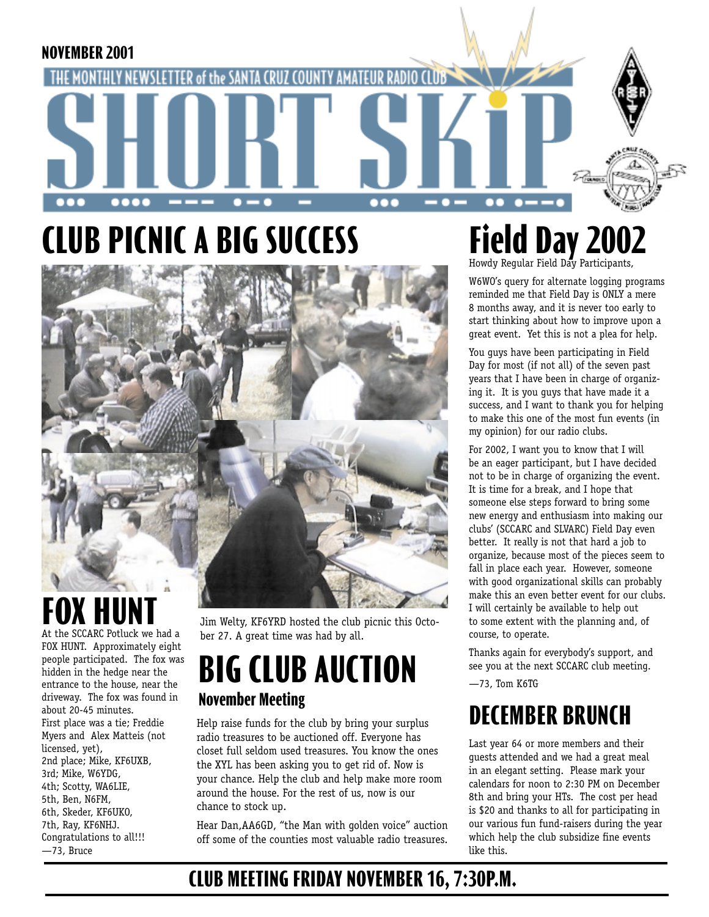NOVEMBER 2001

THE MONTHLY NEWSLETTER of the SANTA CRUZ COUNTY AMATEUR RADIO CLUB

# SHORT SKIP

## CLUB PICNIC A BIG SUCCESS

Jim Welty, KF6YRD hosted the club picnic this October 27. A great time was had by all.

## FOX HUNT

At the SCCARC Potluck we had a FOX HUNT. Approximately eight people participated. The fox was hidden in the hedge near the entrance to the house, near the driveway. The fox was found in about 20-45 minutes.

First place was a tie; Freddie Myers and Alex Matteis (not licensed, yet),
2nd place; Mike, KF6UXB,
3rd; Mike, W6YDG,
4th; Scotty, WA6LIE,
5th, Ben, N6FM,
6th, Skeder, KF6UKO,
7th, Ray, KF6NHJ.
Congratulations to all!!!

—73, Bruce

## BIG CLUB AUCTION

### November Meeting

Help raise funds for the club by bring your surplus radio treasures to be auctioned off. Everyone has closet full seldom used treasures. You know the ones the XYL has been asking you to get rid of. Now is your chance. Help the club and help make more room around the house. For the rest of us, now is our chance to stock up.

Hear Dan,AA6GD, "the Man with golden voice" auction off some of the counties most valuable radio treasures.

## Field Day 2002

Howdy Regular Field Day Participants,

W6WO's query for alternate logging programs reminded me that Field Day is ONLY a mere 8 months away, and it is never too early to start thinking about how to improve upon a great event. Yet this is not a plea for help.

You guys have been participating in Field Day for most (if not all) of the seven past years that I have been in charge of organizing it. It is you guys that have made it a success, and I want to thank you for helping to make this one of the most fun events (in my opinion) for our radio clubs.

For 2002, I want you to know that I will be an eager participant, but I have decided not to be in charge of organizing the event. It is time for a break, and I hope that someone else steps forward to bring some new energy and enthusiasm into making our clubs' (SCCARC and SLVARC) Field Day even better. It really is not that hard a job to organize, because most of the pieces seem to fall in place each year. However, someone with good organizational skills can probably make this an even better event for our clubs. I will certainly be available to help out to some extent with the planning and, of course, to operate.

Thanks again for everybody's support, and see you at the next SCCARC club meeting.

—73, Tom K6TG

## DECEMBER BRUNCH

Last year 64 or more members and their guests attended and we had a great meal in an elegant setting. Please mark your calendars for noon to 2:30 PM on December 8th and bring your HTs. The cost per head is $20 and thanks to all for participating in our various fun fund-raisers during the year which help the club subsidize fine events like this.

**CLUB MEETING FRIDAY NOVEMBER 16, 7:30P.M.**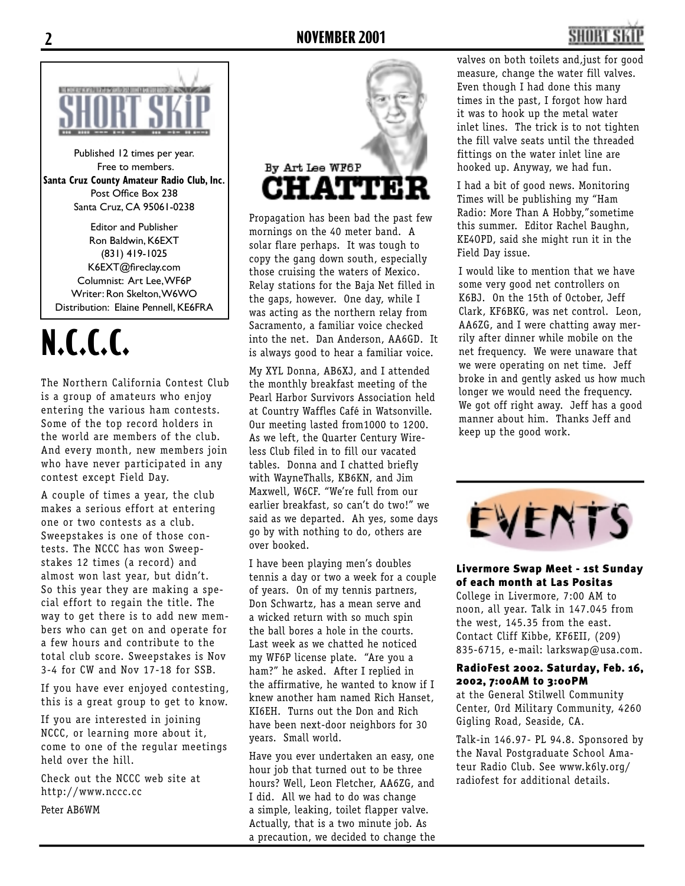SHORT SKIP

Published 12 times per year.
Free to members.
**Santa Cruz County Amateur Radio Club, Inc.**
Post Office Box 238
Santa Cruz, CA 95061-0238

Editor and Publisher
Ron Baldwin, K6EXT
(831) 419-1025
K6EXT@fireclay.com
Columnist: Art Lee, WF6P
Writer: Ron Skelton, W6WO
Distribution: Elaine Pennell, KE6FRA

# N.C.C.C.

The Northern California Contest Club is a group of amateurs who enjoy entering the various ham contests. Some of the top record holders in the world are members of the club. And every month, new members join who have never participated in any contest except Field Day.

A couple of times a year, the club makes a serious effort at entering one or two contests as a club. Sweepstakes is one of those contests. The NCCC has won Sweepstakes 12 times (a record) and almost won last year, but didn't. So this year they are making a special effort to regain the title. The way to get there is to add new members who can get on and operate for a few hours and contribute to the total club score. Sweepstakes is Nov 3-4 for CW and Nov 17-18 for SSB.

If you have ever enjoyed contesting, this is a great group to get to know.

If you are interested in joining NCCC, or learning more about it, come to one of the regular meetings held over the hill.

Check out the NCCC web site at http://www.nccc.cc

Peter AB6WM

# CHATTER

By Art Lee WF6P

Propagation has been bad the past few mornings on the 40 meter band. A solar flare perhaps. It was tough to copy the gang down south, especially those cruising the waters of Mexico. Relay stations for the Baja Net filled in the gaps, however. One day, while I was acting as the northern relay from Sacramento, a familiar voice checked into the net. Dan Anderson, AA6GD. It is always good to hear a familiar voice.

My XYL Donna, AB6XJ, and I attended the monthly breakfast meeting of the Pearl Harbor Survivors Association held at Country Waffles Café in Watsonville. Our meeting lasted from1000 to 1200. As we left, the Quarter Century Wireless Club filed in to fill our vacated tables. Donna and I chatted briefly with WayneThalls, KB6KN, and Jim Maxwell, W6CF. "We're full from our earlier breakfast, so can't do two!" we said as we departed. Ah yes, some days go by with nothing to do, others are over booked.

I have been playing men's doubles tennis a day or two a week for a couple of years. On of my tennis partners, Don Schwartz, has a mean serve and a wicked return with so much spin the ball bores a hole in the courts. Last week as we chatted he noticed my WF6P license plate. "Are you a ham?" he asked. After I replied in the affirmative, he wanted to know if I knew another ham named Rich Hanset, KI6EH. Turns out the Don and Rich have been next-door neighbors for 30 years. Small world.

Have you ever undertaken an easy, one hour job that turned out to be three hours? Well, Leon Fletcher, AA6ZG, and I did. All we had to do was change a simple, leaking, toilet flapper valve. Actually, that is a two minute job. As a precaution, we decided to change the valves on both toilets and,just for good measure, change the water fill valves. Even though I had done this many times in the past, I forgot how hard it was to hook up the metal water inlet lines. The trick is to not tighten the fill valve seats until the threaded fittings on the water inlet line are hooked up. Anyway, we had fun.

I had a bit of good news. Monitoring Times will be publishing my "Ham Radio: More Than A Hobby,"sometime this summer. Editor Rachel Baughn, KE4OPD, said she might run it in the Field Day issue.

I would like to mention that we have some very good net controllers on K6BJ. On the 15th of October, Jeff Clark, KF6BKG, was net control. Leon, AA6ZG, and I were chatting away merrily after dinner while mobile on the net frequency. We were unaware that we were operating on net time. Jeff broke in and gently asked us how much longer we would need the frequency. We got off right away. Jeff has a good manner about him. Thanks Jeff and keep up the good work.

# EVENTS

**Livermore Swap Meet - 1st Sunday of each month at Las Positas**
College in Livermore, 7:00 AM to noon, all year. Talk in 147.045 from the west, 145.35 from the east. Contact Cliff Kibbe, KF6EII, (209) 835-6715, e-mail: larkswap@usa.com.

**RadioFest 2002. Saturday, Feb. 16, 2002, 7:00AM to 3:00PM**
at the General Stilwell Community Center, Ord Military Community, 4260 Gigling Road, Seaside, CA.

Talk-in 146.97- PL 94.8. Sponsored by the Naval Postgraduate School Amateur Radio Club. See www.k6ly.org/radiofest for additional details.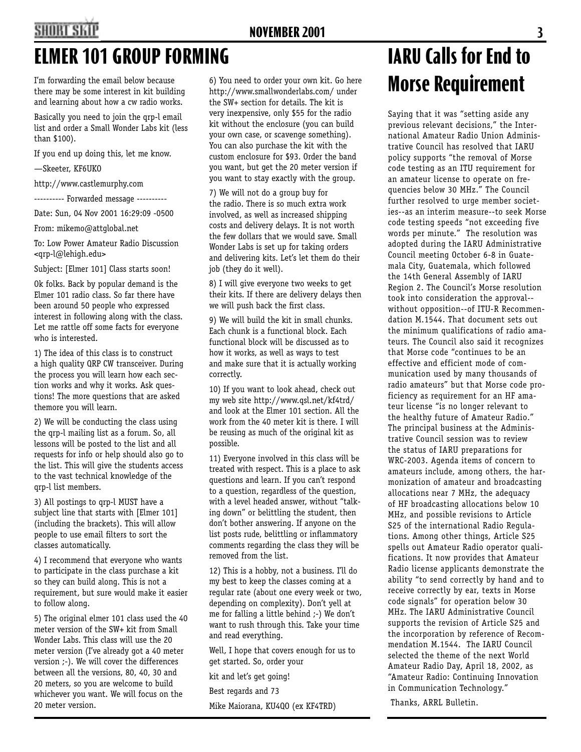# ELMER 101 GROUP FORMING

I'm forwarding the email below because there may be some interest in kit building and learning about how a cw radio works.

Basically you need to join the qrp-l email list and order a Small Wonder Labs kit (less than $100).

If you end up doing this, let me know.

—Skeeter, KF6UKO

http://www.castlemurphy.com

---------- Forwarded message ----------

Date: Sun, 04 Nov 2001 16:29:09 -0500

From: mikemo@attglobal.net

To: Low Power Amateur Radio Discussion <qrp-l@lehigh.edu>

Subject: [Elmer 101] Class starts soon!

Ok folks. Back by popular demand is the Elmer 101 radio class. So far there have been around 50 people who expressed interest in following along with the class. Let me rattle off some facts for everyone who is interested.

1) The idea of this class is to construct a high quality QRP CW transceiver. During the process you will learn how each section works and why it works. Ask questions! The more questions that are asked themore you will learn.

2) We will be conducting the class using the qrp-l mailing list as a forum. So, all lessons will be posted to the list and all requests for info or help should also go to the list. This will give the students access to the vast technical knowledge of the qrp-l list members.

3) All postings to qrp-l MUST have a subject line that starts with [Elmer 101] (including the brackets). This will allow people to use email filters to sort the classes automatically.

4) I recommend that everyone who wants to participate in the class purchase a kit so they can build along. This is not a requirement, but sure would make it easier to follow along.

5) The original elmer 101 class used the 40 meter version of the SW+ kit from Small Wonder Labs. This class will use the 20 meter version (I've already got a 40 meter version ;-). We will cover the differences between all the versions, 80, 40, 30 and 20 meters, so you are welcome to build whichever you want. We will focus on the 20 meter version.

6) You need to order your own kit. Go here http://www.smallwonderlabs.com/ under the SW+ section for details. The kit is very inexpensive, only $55 for the radio kit without the enclosure (you can build your own case, or scavenge something). You can also purchase the kit with the custom enclosure for $93. Order the band you want, but get the 20 meter version if you want to stay exactly with the group.

7) We will not do a group buy for the radio. There is so much extra work involved, as well as increased shipping costs and delivery delays. It is not worth the few dollars that we would save. Small Wonder Labs is set up for taking orders and delivering kits. Let's let them do their job (they do it well).

8) I will give everyone two weeks to get their kits. If there are delivery delays then we will push back the first class.

9) We will build the kit in small chunks. Each chunk is a functional block. Each functional block will be discussed as to how it works, as well as ways to test and make sure that it is actually working correctly.

10) If you want to look ahead, check out my web site http://www.qsl.net/kf4trd/ and look at the Elmer 101 section. All the work from the 40 meter kit is there. I will be reusing as much of the original kit as possible.

11) Everyone involved in this class will be treated with respect. This is a place to ask questions and learn. If you can't respond to a question, regardless of the question, with a level headed answer, without "talking down" or belittling the student, then don't bother answering. If anyone on the list posts rude, belittling or inflammatory comments regarding the class they will be removed from the list.

12) This is a hobby, not a business. I'll do my best to keep the classes coming at a regular rate (about one every week or two, depending on complexity). Don't yell at me for falling a little behind ;-) We don't want to rush through this. Take your time and read everything.

Well, I hope that covers enough for us to get started. So, order your

kit and let's get going!

Best regards and 73

Mike Maiorana, KU4QO (ex KF4TRD)

# IARU Calls for End to Morse Requirement

Saying that it was "setting aside any previous relevant decisions," the International Amateur Radio Union Administrative Council has resolved that IARU policy supports "the removal of Morse code testing as an ITU requirement for an amateur license to operate on frequencies below 30 MHz." The Council further resolved to urge member societies--as an interim measure--to seek Morse code testing speeds "not exceeding five words per minute." The resolution was adopted during the IARU Administrative Council meeting October 6-8 in Guatemala City, Guatemala, which followed the 14th General Assembly of IARU Region 2. The Council's Morse resolution took into consideration the approval--without opposition--of ITU-R Recommendation M.1544. That document sets out the minimum qualifications of radio amateurs. The Council also said it recognizes that Morse code "continues to be an effective and efficient mode of communication used by many thousands of radio amateurs" but that Morse code proficiency as requirement for an HF amateur license "is no longer relevant to the healthy future of Amateur Radio." The principal business at the Administrative Council session was to review the status of IARU preparations for WRC-2003. Agenda items of concern to amateurs include, among others, the harmonization of amateur and broadcasting allocations near 7 MHz, the adequacy of HF broadcasting allocations below 10 MHz, and possible revisions to Article S25 of the international Radio Regulations. Among other things, Article S25 spells out Amateur Radio operator qualifications. It now provides that Amateur Radio license applicants demonstrate the ability "to send correctly by hand and to receive correctly by ear, texts in Morse code signals" for operation below 30 MHz. The IARU Administrative Council supports the revision of Article S25 and the incorporation by reference of Recommendation M.1544. The IARU Council selected the theme of the next World Amateur Radio Day, April 18, 2002, as "Amateur Radio: Continuing Innovation in Communication Technology."

Thanks, ARRL Bulletin.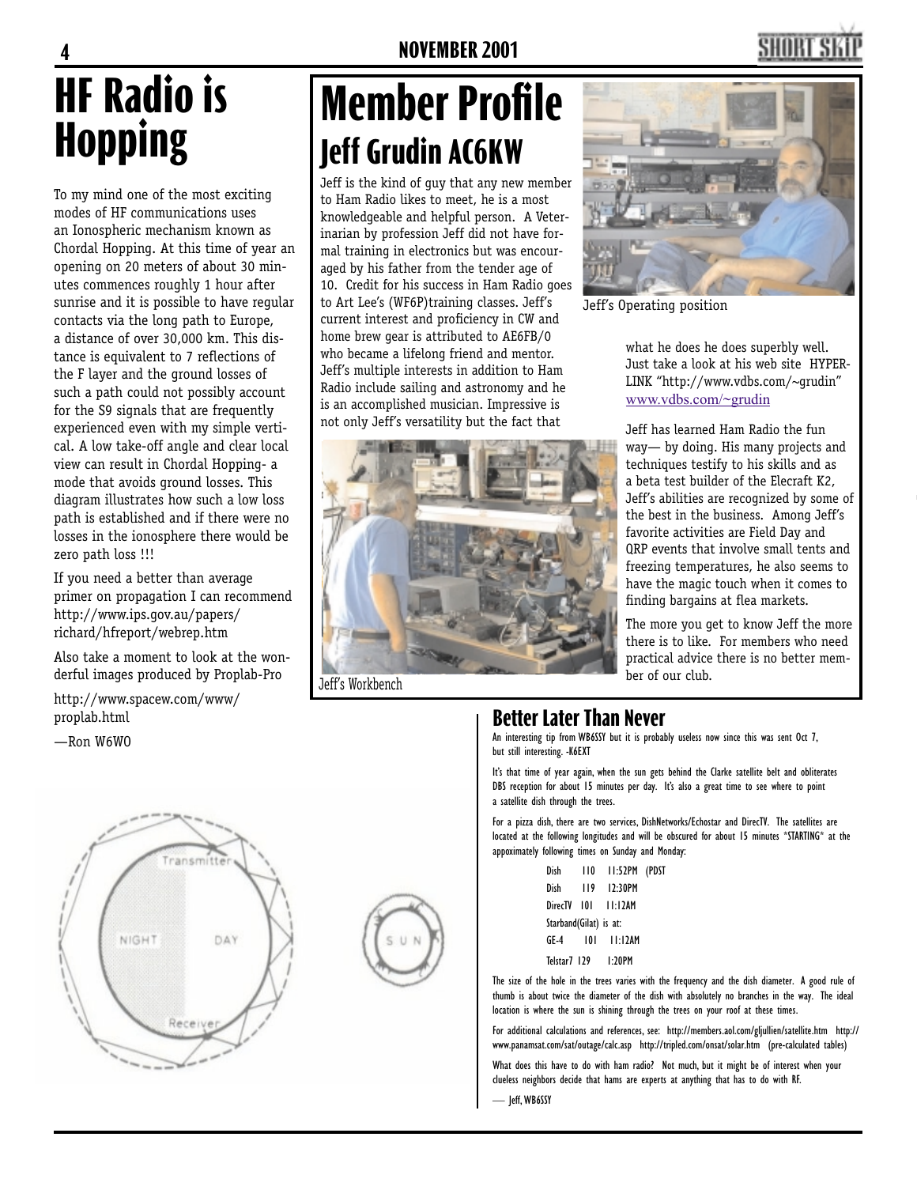# HF Radio is Hopping

To my mind one of the most exciting modes of HF communications uses an Ionospheric mechanism known as Chordal Hopping. At this time of year an opening on 20 meters of about 30 minutes commences roughly 1 hour after sunrise and it is possible to have regular contacts via the long path to Europe, a distance of over 30,000 km. This distance is equivalent to 7 reflections of the F layer and the ground losses of such a path could not possibly account for the S9 signals that are frequently experienced even with my simple vertical. A low take-off angle and clear local view can result in Chordal Hopping- a mode that avoids ground losses. This diagram illustrates how such a low loss path is established and if there were no losses in the ionosphere there would be zero path loss !!!

If you need a better than average primer on propagation I can recommend http://www.ips.gov.au/papers/richard/hfreport/webrep.htm

Also take a moment to look at the wonderful images produced by Proplab-Pro

http://www.spacew.com/www/proplab.html

—Ron W6WO

# Member Profile

## Jeff Grudin AC6KW

Jeff is the kind of guy that any new member to Ham Radio likes to meet, he is a most knowledgeable and helpful person. A Veterinarian by profession Jeff did not have formal training in electronics but was encouraged by his father from the tender age of 10. Credit for his success in Ham Radio goes to Art Lee's (WF6P)training classes. Jeff's current interest and proficiency in CW and home brew gear is attributed to AE6FB/0 who became a lifelong friend and mentor. Jeff's multiple interests in addition to Ham Radio include sailing and astronomy and he is an accomplished musician. Impressive is not only Jeff's versatility but the fact that what he does he does superbly well. Just take a look at his web site HYPERLINK "http://www.vdbs.com/~grudin" www.vdbs.com/~grudin

Jeff's Operating position

Jeff's Workbench

Jeff has learned Ham Radio the fun way— by doing. His many projects and techniques testify to his skills and as a beta test builder of the Elecraft K2, Jeff's abilities are recognized by some of the best in the business. Among Jeff's favorite activities are Field Day and QRP events that involve small tents and freezing temperatures, he also seems to have the magic touch when it comes to finding bargains at flea markets.

The more you get to know Jeff the more there is to like. For members who need practical advice there is no better member of our club.

### Better Later Than Never

An interesting tip from WB6SSY but it is probably useless now since this was sent Oct 7, but still interesting. -K6EXT

It's that time of year again, when the sun gets behind the Clarke satellite belt and obliterates DBS reception for about 15 minutes per day. It's also a great time to see where to point a satellite dish through the trees.

For a pizza dish, there are two services, DishNetworks/Echostar and DirecTV. The satellites are located at the following longitudes and will be obscured for about 15 minutes *STARTING* at the appoximately following times on Sunday and Monday:

| | | |
|---|---|---|
| Dish | 110 | 11:52PM (PDST |
| Dish | 119 | 12:30PM |
| DirecTV | 101 | 11:12AM |
| Starband(Gilat) is at: | | |
| GE-4 | 101 | 11:12AM |
| Telstar7 | 129 | 1:20PM |

The size of the hole in the trees varies with the frequency and the dish diameter. A good rule of thumb is about twice the diameter of the dish with absolutely no branches in the way. The ideal location is where the sun is shining through the trees on your roof at these times.

For additional calculations and references, see: http://members.aol.com/gljullien/satellite.htm http://www.panamsat.com/sat/outage/calc.asp http://tripled.com/onsat/solar.htm (pre-calculated tables)

What does this have to do with ham radio? Not much, but it might be of interest when your clueless neighbors decide that hams are experts at anything that has to do with RF.

— Jeff, WB6SSY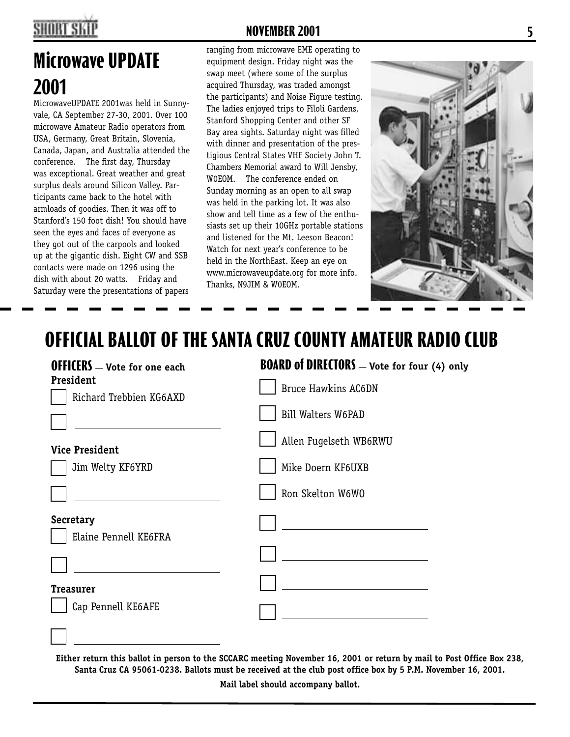# Microwave UPDATE 2001

MicrowaveUPDATE 2001was held in Sunnyvale, CA September 27-30, 2001. Over 100 microwave Amateur Radio operators from USA, Germany, Great Britain, Slovenia, Canada, Japan, and Australia attended the conference. The first day, Thursday was exceptional. Great weather and great surplus deals around Silicon Valley. Participants came back to the hotel with armloads of goodies. Then it was off to Stanford's 150 foot dish! You should have seen the eyes and faces of everyone as they got out of the carpools and looked up at the gigantic dish. Eight CW and SSB contacts were made on 1296 using the dish with about 20 watts. Friday and Saturday were the presentations of papers ranging from microwave EME operating to equipment design. Friday night was the swap meet (where some of the surplus acquired Thursday, was traded amongst the participants) and Noise Figure testing. The ladies enjoyed trips to Filoli Gardens, Stanford Shopping Center and other SF Bay area sights. Saturday night was filled with dinner and presentation of the prestigious Central States VHF Society John T. Chambers Memorial award to Will Jensby, W0EOM. The conference ended on Sunday morning as an open to all swap was held in the parking lot. It was also show and tell time as a few of the enthusiasts set up their 10GHz portable stations and listened for the Mt. Leeson Beacon! Watch for next year's conference to be held in the NorthEast. Keep an eye on www.microwaveupdate.org for more info. Thanks, N9JIM & W0EOM.

# OFFICIAL BALLOT OF THE SANTA CRUZ COUNTY AMATEUR RADIO CLUB

## OFFICERS — Vote for one each

**President**

- [ ] Richard Trebbien KG6AXD
- [ ] ______________________

**Vice President**

- [ ] Jim Welty KF6YRD
- [ ] ______________________

**Secretary**

- [ ] Elaine Pennell KE6FRA
- [ ] ______________________

**Treasurer**

- [ ] Cap Pennell KE6AFE
- [ ] ______________________

## BOARD of DIRECTORS — Vote for four (4) only

- [ ] Bruce Hawkins AC6DN
- [ ] Bill Walters W6PAD
- [ ] Allen Fugelseth WB6RWU
- [ ] Mike Doern KF6UXB
- [ ] Ron Skelton W6WO
- [ ] ______________________
- [ ] ______________________
- [ ] ______________________
- [ ] ______________________

**Either return this ballot in person to the SCCARC meeting November 16, 2001 or return by mail to Post Office Box 238, Santa Cruz CA 95061-0238. Ballots must be received at the club post office box by 5 P.M. November 16, 2001.**

**Mail label should accompany ballot.**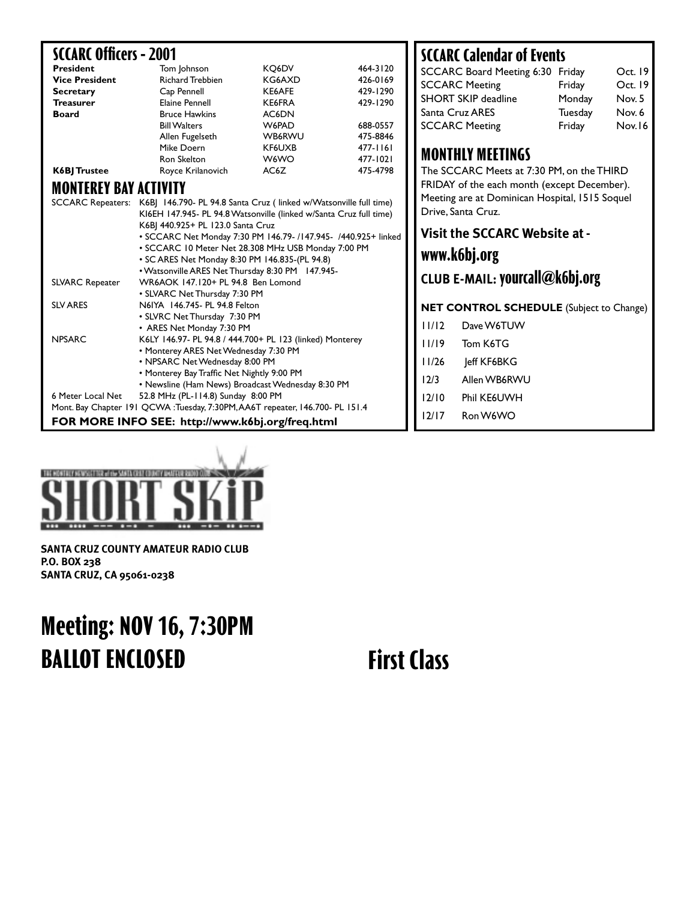## SCCARC Officers - 2001

| | | | |
|---|---|---|---|
| **President** | Tom Johnson | KQ6DV | 464-3120 |
| **Vice President** | Richard Trebbien | KG6AXD | 426-0169 |
| **Secretary** | Cap Pennell | KE6AFE | 429-1290 |
| **Treasurer** | Elaine Pennell | KE6FRA | 429-1290 |
| **Board** | Bruce Hawkins | AC6DN | |
| | Bill Walters | W6PAD | 688-0557 |
| | Allen Fugelseth | WB6RWU | 475-8846 |
| | Mike Doern | KF6UXB | 477-1161 |
| | Ron Skelton | W6WO | 477-1021 |
| **K6BJ Trustee** | Royce Krilanovich | AC6Z | 475-4798 |

## MONTEREY BAY ACTIVITY

| | |
|---|---|
| SCCARC Repeaters: | K6BJ 146.790- PL 94.8 Santa Cruz ( linked w/Watsonville full time) |
| | KI6EH 147.945- PL 94.8 Watsonville (linked w/Santa Cruz full time) |
| | K6BJ 440.925+ PL 123.0 Santa Cruz |
| | • SCCARC Net Monday 7:30 PM 146.79- /147.945- /440.925+ linked |
| | • SCCARC 10 Meter Net 28.308 MHz USB Monday 7:00 PM |
| | • SC ARES Net Monday 8:30 PM 146.835-(PL 94.8) |
| | • Watsonville ARES Net Thursday 8:30 PM 147.945- |
| SLVARC Repeater | WR6AOK 147.120+ PL 94.8 Ben Lomond |
| | • SLVARC Net Thursday 7:30 PM |
| SLV ARES | N6IYA 146.745- PL 94.8 Felton |
| | • SLVRC Net Thursday 7:30 PM |
| | • ARES Net Monday 7:30 PM |
| NPSARC | K6LY 146.97- PL 94.8 / 444.700+ PL 123 (linked) Monterey |
| | • Monterey ARES Net Wednesday 7:30 PM |
| | • NPSARC Net Wednesday 8:00 PM |
| | • Monterey Bay Traffic Net Nightly 9:00 PM |
| | • Newsline (Ham News) Broadcast Wednesday 8:30 PM |
| 6 Meter Local Net | 52.8 MHz (PL-114.8) Sunday 8:00 PM |

Mont. Bay Chapter 191 QCWA :Tuesday, 7:30PM, AA6T repeater, 146.700- PL 151.4

**FOR MORE INFO SEE: http://www.k6bj.org/freq.html**

## SCCARC Calendar of Events

| | | |
|---|---|---|
| SCCARC Board Meeting 6:30 | Friday | Oct. 19 |
| SCCARC Meeting | Friday | Oct. 19 |
| SHORT SKIP deadline | Monday | Nov. 5 |
| Santa Cruz ARES | Tuesday | Nov. 6 |
| SCCARC Meeting | Friday | Nov.16 |

## MONTHLY MEETINGS

The SCCARC Meets at 7:30 PM, on the THIRD FRIDAY of the each month (except December). Meeting are at Dominican Hospital, 1515 Soquel Drive, Santa Cruz.

**Visit the SCCARC Website at -**

**www.k6bj.org**

**CLUB E-MAIL: yourcall@k6bj.org**

**NET CONTROL SCHEDULE** (Subject to Change)

| | |
|---|---|
| 11/12 | Dave W6TUW |
| 11/19 | Tom K6TG |
| 11/26 | Jeff KF6BKG |
| 12/3 | Allen WB6RWU |
| 12/10 | Phil KE6UWH |
| 12/17 | Ron W6WO |

THE MONTHLY NEWSLETTER of the SANTA CRUZ COUNTY AMATEUR RADIO CLUB

SHORT SKIP

**SANTA CRUZ COUNTY AMATEUR RADIO CLUB**
**P.O. BOX 238**
**SANTA CRUZ, CA 95061-0238**

# Meeting: NOV 16, 7:30PM
# BALLOT ENCLOSED

# First Class